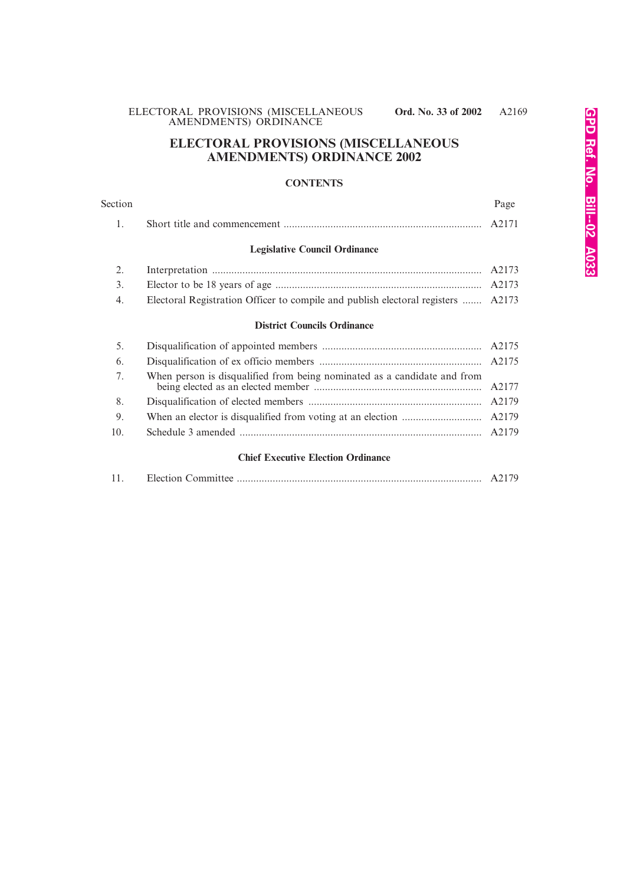# ELECTORAL PROVISIONS (MISCELLANEOUS AMENDMENTS) ORDINANCE 2002

## CONTENTS

| Section | | Page |
|---|---|---|
| 1. | Short title and commencement | A2171 |
| | **Legislative Council Ordinance** | |
| 2. | Interpretation | A2173 |
| 3. | Elector to be 18 years of age | A2173 |
| 4. | Electoral Registration Officer to compile and publish electoral registers | A2173 |
| | **District Councils Ordinance** | |
| 5. | Disqualification of appointed members | A2175 |
| 6. | Disqualification of ex officio members | A2175 |
| 7. | When person is disqualified from being nominated as a candidate and from being elected as an elected member | A2177 |
| 8. | Disqualification of elected members | A2179 |
| 9. | When an elector is disqualified from voting at an election | A2179 |
| 10. | Schedule 3 amended | A2179 |
| | **Chief Executive Election Ordinance** | |
| 11. | Election Committee | A2179 |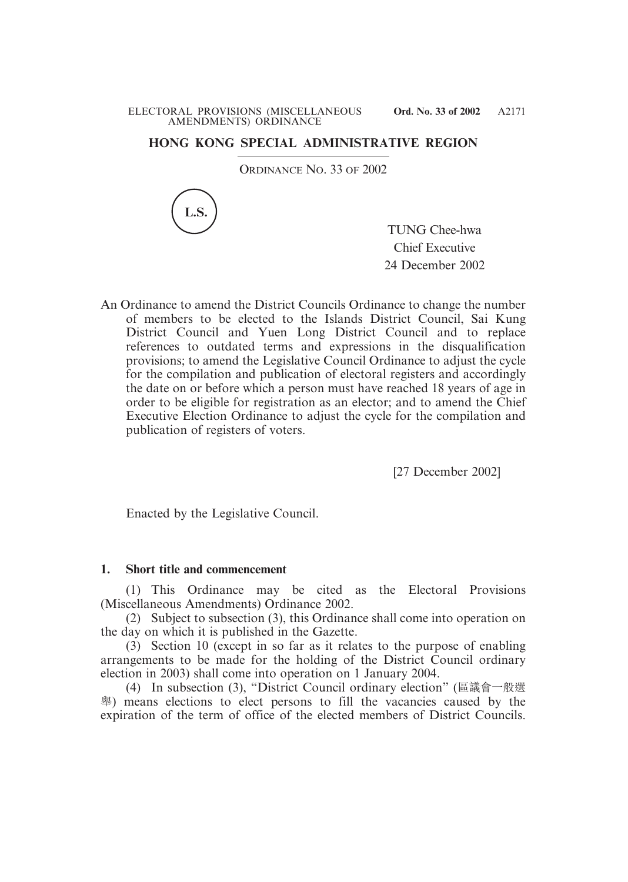# HONG KONG SPECIAL ADMINISTRATIVE REGION

ORDINANCE NO. 33 OF 2002

L.S.

TUNG Chee-hwa
Chief Executive
24 December 2002

An Ordinance to amend the District Councils Ordinance to change the number of members to be elected to the Islands District Council, Sai Kung District Council and Yuen Long District Council and to replace references to outdated terms and expressions in the disqualification provisions; to amend the Legislative Council Ordinance to adjust the cycle for the compilation and publication of electoral registers and accordingly the date on or before which a person must have reached 18 years of age in order to be eligible for registration as an elector; and to amend the Chief Executive Election Ordinance to adjust the cycle for the compilation and publication of registers of voters.

[27 December 2002]

Enacted by the Legislative Council.

**1. Short title and commencement**

(1) This Ordinance may be cited as the Electoral Provisions (Miscellaneous Amendments) Ordinance 2002.

(2) Subject to subsection (3), this Ordinance shall come into operation on the day on which it is published in the Gazette.

(3) Section 10 (except in so far as it relates to the purpose of enabling arrangements to be made for the holding of the District Council ordinary election in 2003) shall come into operation on 1 January 2004.

(4) In subsection (3), "District Council ordinary election" (區議會一般選舉) means elections to elect persons to fill the vacancies caused by the expiration of the term of office of the elected members of District Councils.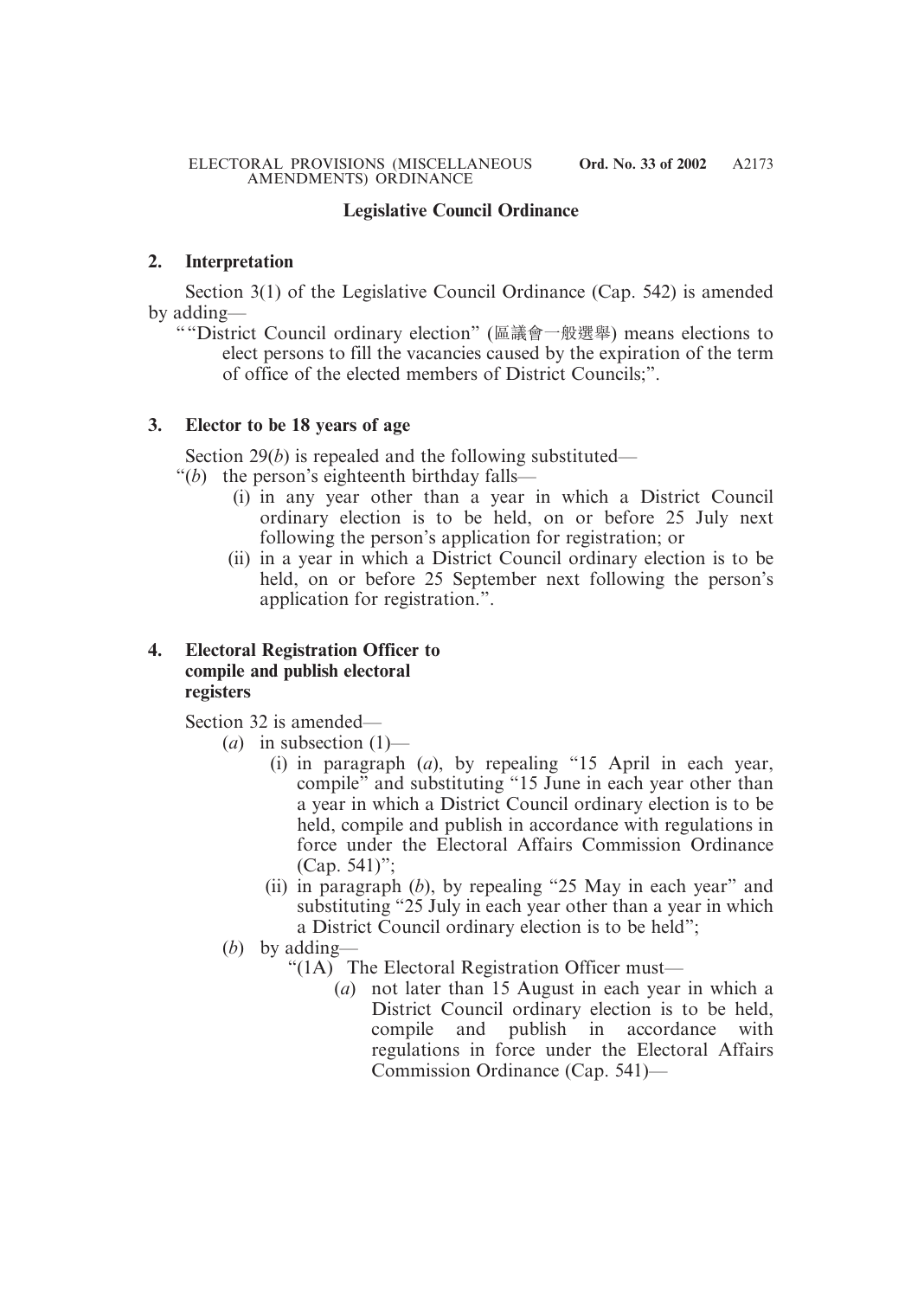## Legislative Council Ordinance

### 2. Interpretation

Section 3(1) of the Legislative Council Ordinance (Cap. 542) is amended by adding—

""District Council ordinary election" (區議會一般選舉) means elections to elect persons to fill the vacancies caused by the expiration of the term of office of the elected members of District Councils;".

### 3. Elector to be 18 years of age

Section 29(*b*) is repealed and the following substituted—

"(*b*) the person's eighteenth birthday falls—

(i) in any year other than a year in which a District Council ordinary election is to be held, on or before 25 July next following the person's application for registration; or

(ii) in a year in which a District Council ordinary election is to be held, on or before 25 September next following the person's application for registration.".

### 4. Electoral Registration Officer to compile and publish electoral registers

Section 32 is amended—

(*a*) in subsection (1)—

(i) in paragraph (*a*), by repealing "15 April in each year, compile" and substituting "15 June in each year other than a year in which a District Council ordinary election is to be held, compile and publish in accordance with regulations in force under the Electoral Affairs Commission Ordinance (Cap. 541)";

(ii) in paragraph (*b*), by repealing "25 May in each year" and substituting "25 July in each year other than a year in which a District Council ordinary election is to be held";

(*b*) by adding—

"(1A) The Electoral Registration Officer must—

(*a*) not later than 15 August in each year in which a District Council ordinary election is to be held, compile and publish in accordance with regulations in force under the Electoral Affairs Commission Ordinance (Cap. 541)—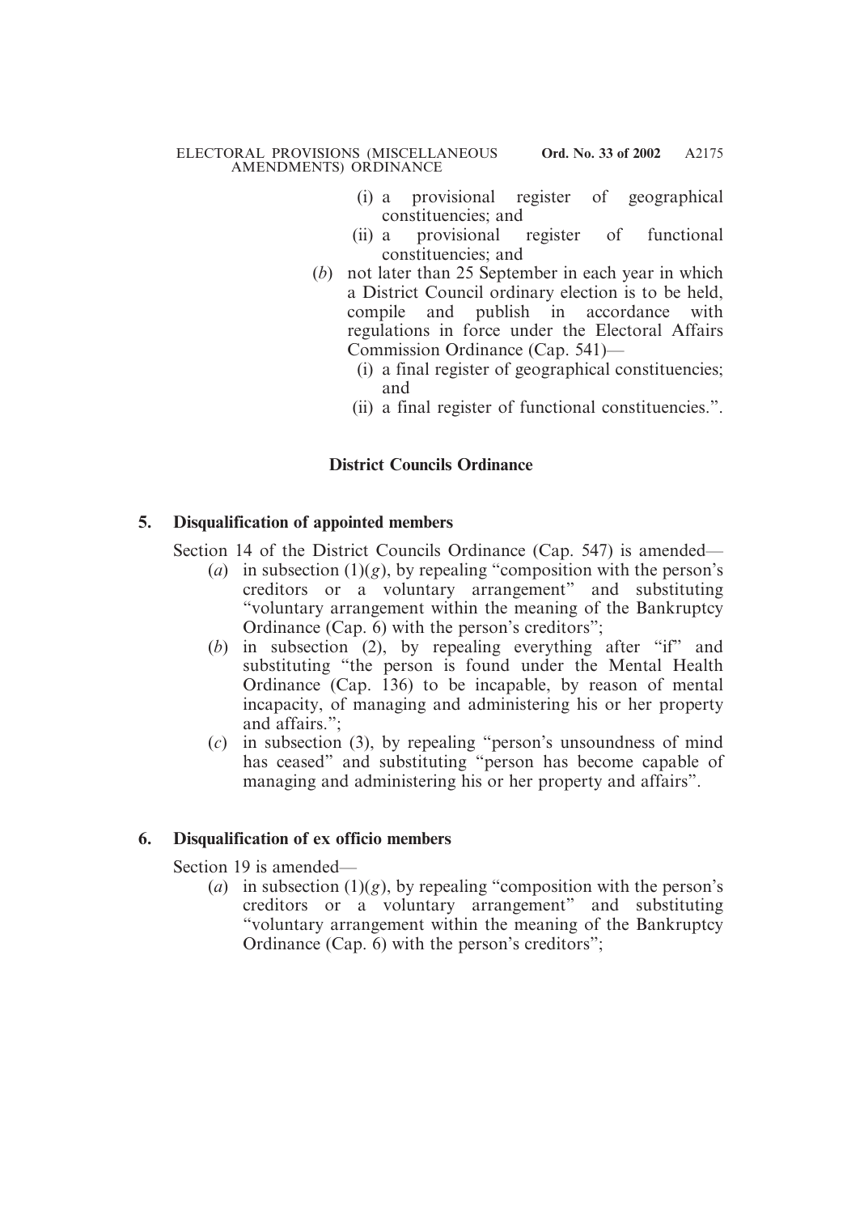(i) a provisional register of geographical constituencies; and

(ii) a provisional register of functional constituencies; and

(*b*) not later than 25 September in each year in which a District Council ordinary election is to be held, compile and publish in accordance with regulations in force under the Electoral Affairs Commission Ordinance (Cap. 541)—

(i) a final register of geographical constituencies; and

(ii) a final register of functional constituencies.".

### District Councils Ordinance

**5. Disqualification of appointed members**

Section 14 of the District Councils Ordinance (Cap. 547) is amended—

(*a*) in subsection (1)(*g*), by repealing "composition with the person's creditors or a voluntary arrangement" and substituting "voluntary arrangement within the meaning of the Bankruptcy Ordinance (Cap. 6) with the person's creditors";

(*b*) in subsection (2), by repealing everything after "if" and substituting "the person is found under the Mental Health Ordinance (Cap. 136) to be incapable, by reason of mental incapacity, of managing and administering his or her property and affairs.";

(*c*) in subsection (3), by repealing "person's unsoundness of mind has ceased" and substituting "person has become capable of managing and administering his or her property and affairs".

**6. Disqualification of ex officio members**

Section 19 is amended—

(*a*) in subsection (1)(*g*), by repealing "composition with the person's creditors or a voluntary arrangement" and substituting "voluntary arrangement within the meaning of the Bankruptcy Ordinance (Cap. 6) with the person's creditors";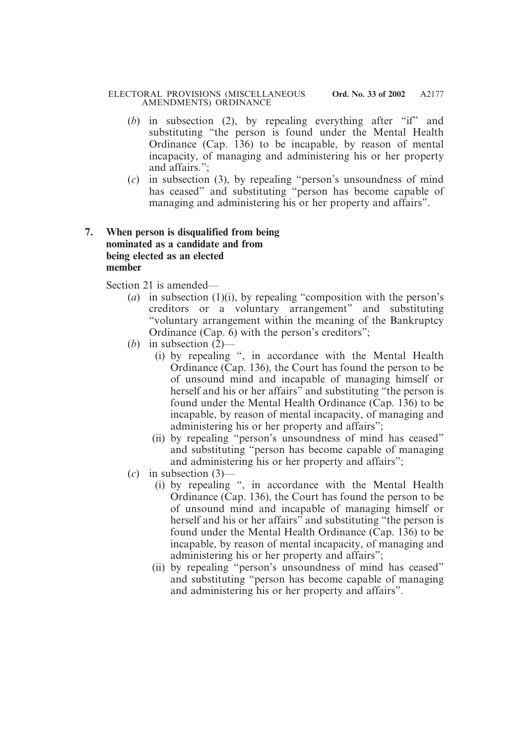(*b*) in subsection (2), by repealing everything after "if" and substituting "the person is found under the Mental Health Ordinance (Cap. 136) to be incapable, by reason of mental incapacity, of managing and administering his or her property and affairs.";

(*c*) in subsection (3), by repealing "person's unsoundness of mind has ceased" and substituting "person has become capable of managing and administering his or her property and affairs".

**7. When person is disqualified from being nominated as a candidate and from being elected as an elected member**

Section 21 is amended—

(*a*) in subsection (1)(i), by repealing "composition with the person's creditors or a voluntary arrangement" and substituting "voluntary arrangement within the meaning of the Bankruptcy Ordinance (Cap. 6) with the person's creditors";

(*b*) in subsection (2)—

(i) by repealing ", in accordance with the Mental Health Ordinance (Cap. 136), the Court has found the person to be of unsound mind and incapable of managing himself or herself and his or her affairs" and substituting "the person is found under the Mental Health Ordinance (Cap. 136) to be incapable, by reason of mental incapacity, of managing and administering his or her property and affairs";

(ii) by repealing "person's unsoundness of mind has ceased" and substituting "person has become capable of managing and administering his or her property and affairs";

(*c*) in subsection (3)—

(i) by repealing ", in accordance with the Mental Health Ordinance (Cap. 136), the Court has found the person to be of unsound mind and incapable of managing himself or herself and his or her affairs" and substituting "the person is found under the Mental Health Ordinance (Cap. 136) to be incapable, by reason of mental incapacity, of managing and administering his or her property and affairs";

(ii) by repealing "person's unsoundness of mind has ceased" and substituting "person has become capable of managing and administering his or her property and affairs".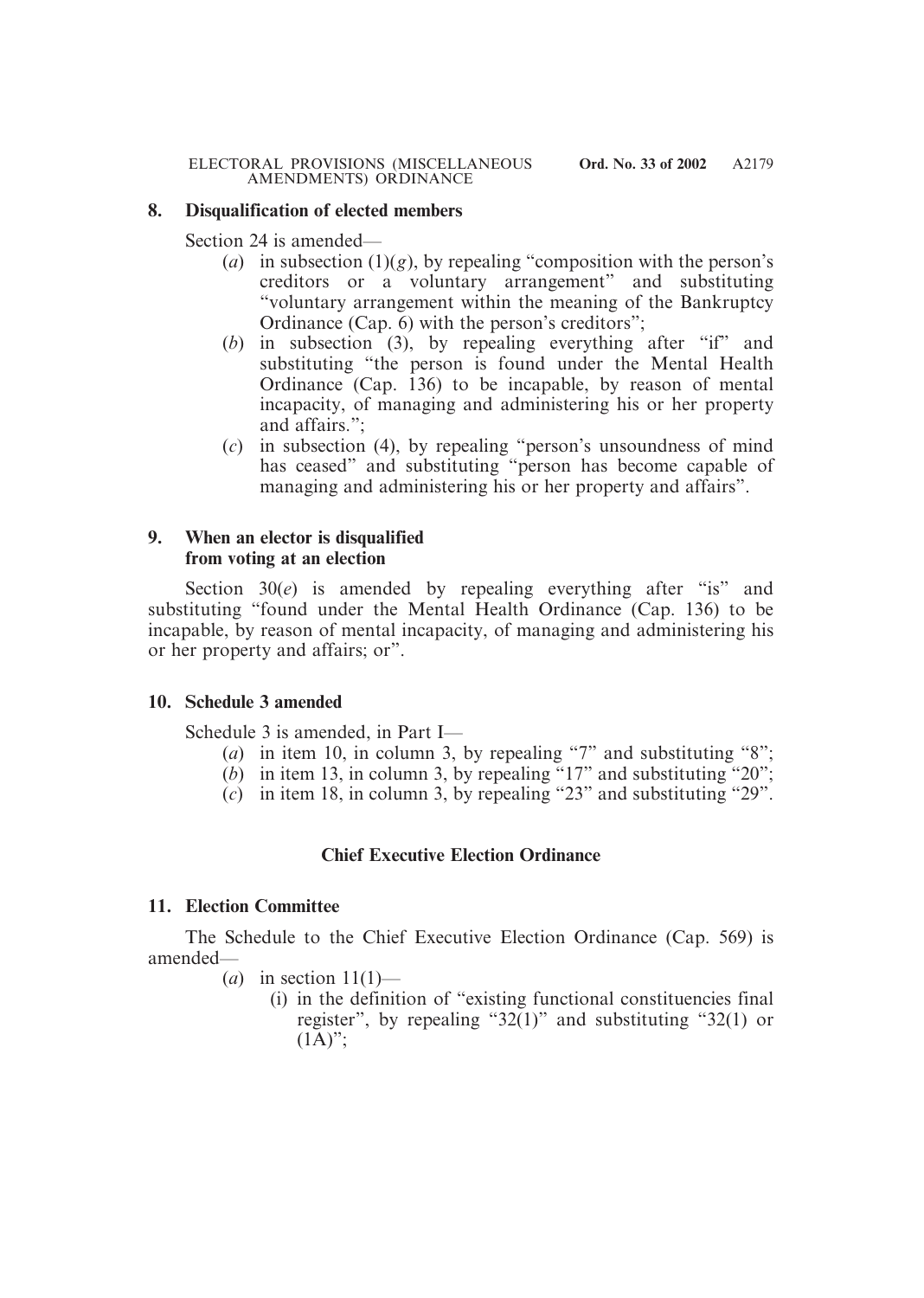### 8. Disqualification of elected members

Section 24 is amended—

(*a*) in subsection (1)(*g*), by repealing "composition with the person's creditors or a voluntary arrangement" and substituting "voluntary arrangement within the meaning of the Bankruptcy Ordinance (Cap. 6) with the person's creditors";

(*b*) in subsection (3), by repealing everything after "if" and substituting "the person is found under the Mental Health Ordinance (Cap. 136) to be incapable, by reason of mental incapacity, of managing and administering his or her property and affairs.";

(*c*) in subsection (4), by repealing "person's unsoundness of mind has ceased" and substituting "person has become capable of managing and administering his or her property and affairs".

### 9. When an elector is disqualified from voting at an election

Section 30(*e*) is amended by repealing everything after "is" and substituting "found under the Mental Health Ordinance (Cap. 136) to be incapable, by reason of mental incapacity, of managing and administering his or her property and affairs; or".

### 10. Schedule 3 amended

Schedule 3 is amended, in Part I—

(*a*) in item 10, in column 3, by repealing "7" and substituting "8";

(*b*) in item 13, in column 3, by repealing "17" and substituting "20";

(*c*) in item 18, in column 3, by repealing "23" and substituting "29".

## Chief Executive Election Ordinance

### 11. Election Committee

The Schedule to the Chief Executive Election Ordinance (Cap. 569) is amended—

(*a*) in section 11(1)—

(i) in the definition of "existing functional constituencies final register", by repealing "32(1)" and substituting "32(1) or (1A)";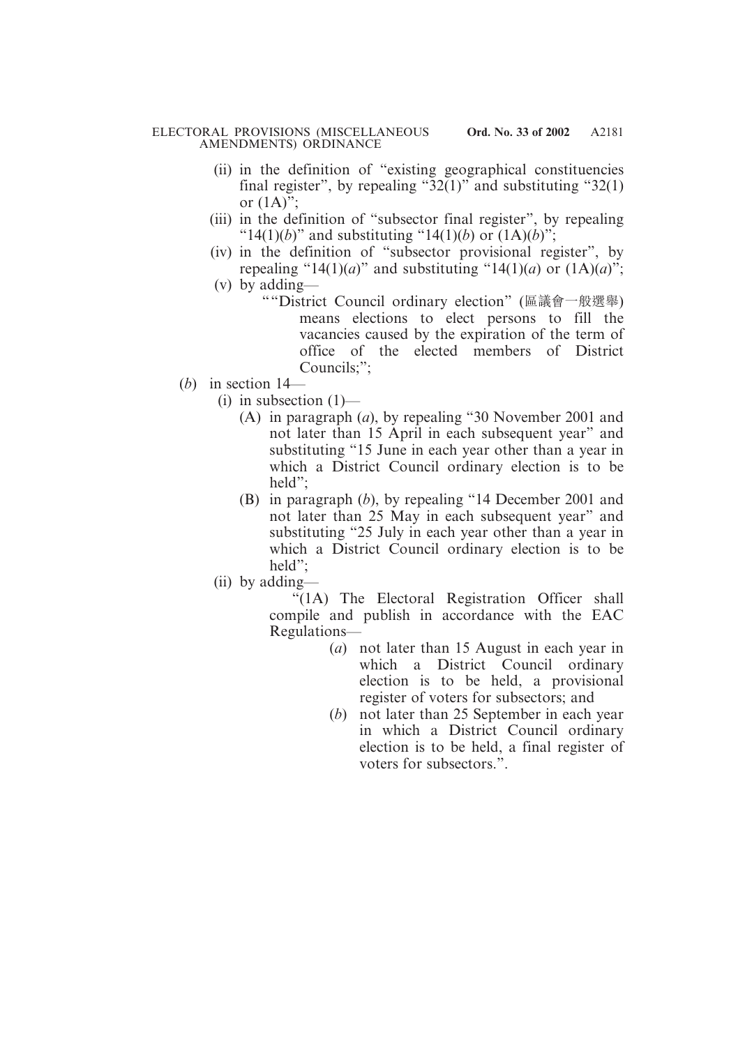(ii) in the definition of "existing geographical constituencies final register", by repealing "32(1)" and substituting "32(1) or (1A)";

(iii) in the definition of "subsector final register", by repealing "14(1)(*b*)" and substituting "14(1)(*b*) or (1A)(*b*)";

(iv) in the definition of "subsector provisional register", by repealing "14(1)(*a*)" and substituting "14(1)(*a*) or (1A)(*a*)";

(v) by adding—

""District Council ordinary election" (區議會一般選舉) means elections to elect persons to fill the vacancies caused by the expiration of the term of office of the elected members of District Councils;";

(*b*) in section 14—

(i) in subsection (1)—

(A) in paragraph (*a*), by repealing "30 November 2001 and not later than 15 April in each subsequent year" and substituting "15 June in each year other than a year in which a District Council ordinary election is to be held";

(B) in paragraph (*b*), by repealing "14 December 2001 and not later than 25 May in each subsequent year" and substituting "25 July in each year other than a year in which a District Council ordinary election is to be held";

(ii) by adding—

"(1A) The Electoral Registration Officer shall compile and publish in accordance with the EAC Regulations—

(*a*) not later than 15 August in each year in which a District Council ordinary election is to be held, a provisional register of voters for subsectors; and

(*b*) not later than 25 September in each year in which a District Council ordinary election is to be held, a final register of voters for subsectors.".